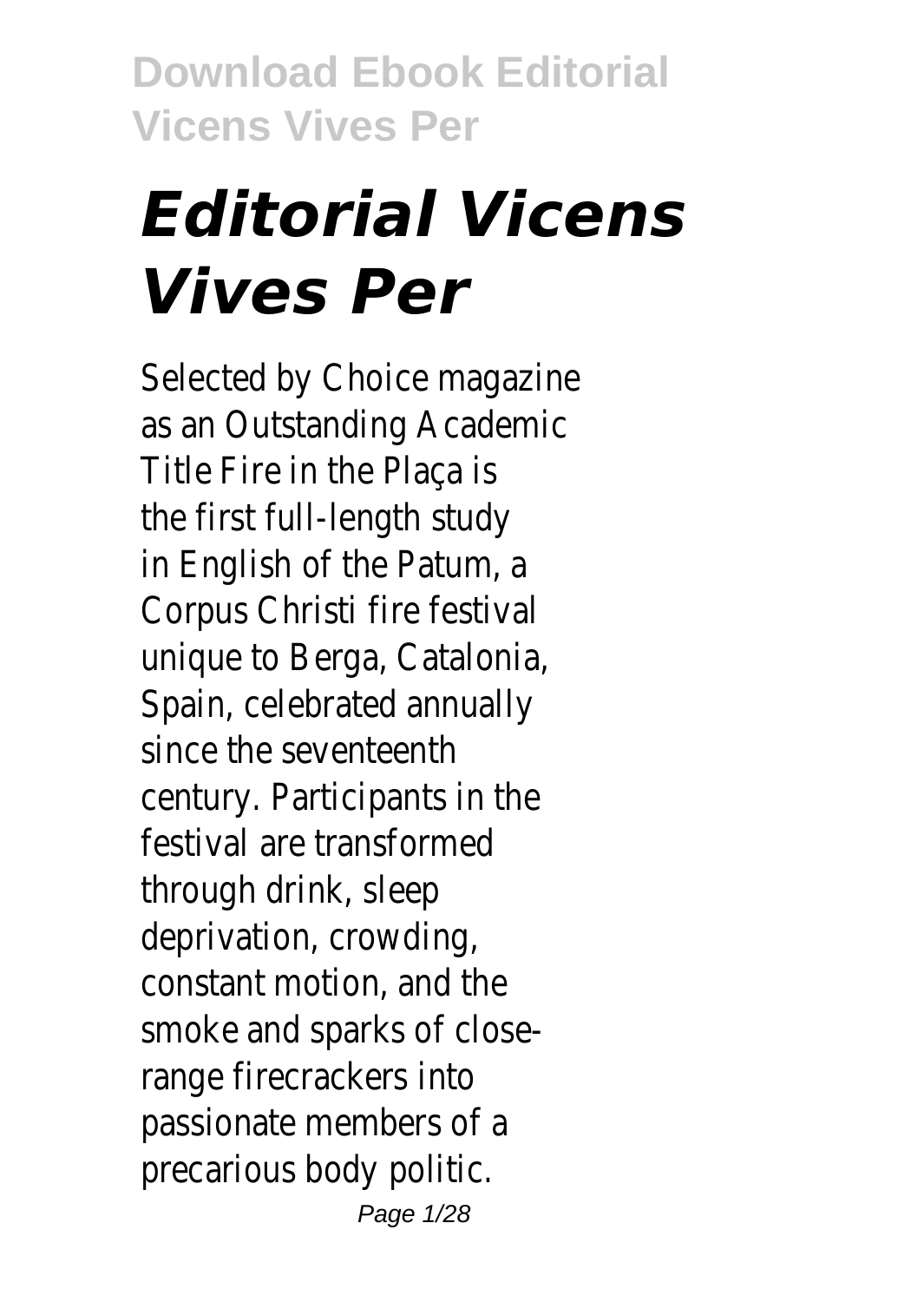# *Editorial Vicens Vives Per*

Selected by Choice magazine as an Outstanding Academic Title Fire in the Plaça is the first full-length study in English of the Patum, a Corpus Christi fire festival unique to Berga, Catalonia, Spain, celebrated annually since the seventeenth century. Participants in the festival are transformed through drink, sleep deprivation, crowding, constant motion, and the smoke and sparks of close-range firecrackers into passionate members of a precarious body politic.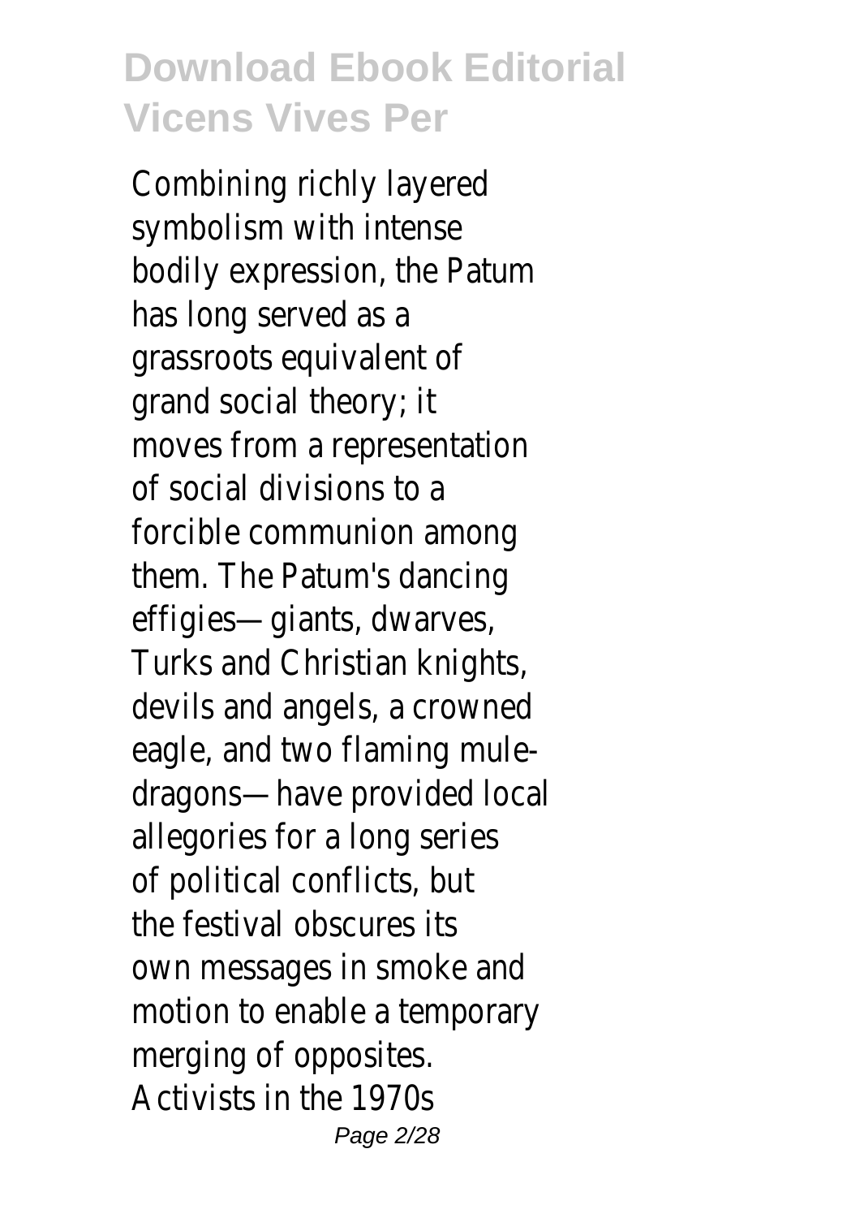Combining richly layered symbolism with intense bodily expression, the Patum has long served as a grassroots equivalent of grand social theory; it moves from a representation of social divisions to a forcible communion among them. The Patum's dancing effigies—giants, dwarves, Turks and Christian knights, devils and angels, a crowned eagle, and two flaming mule-dragons—have provided local allegories for a long series of political conflicts, but the festival obscures its own messages in smoke and motion to enable a temporary merging of opposites. Activists in the 1970s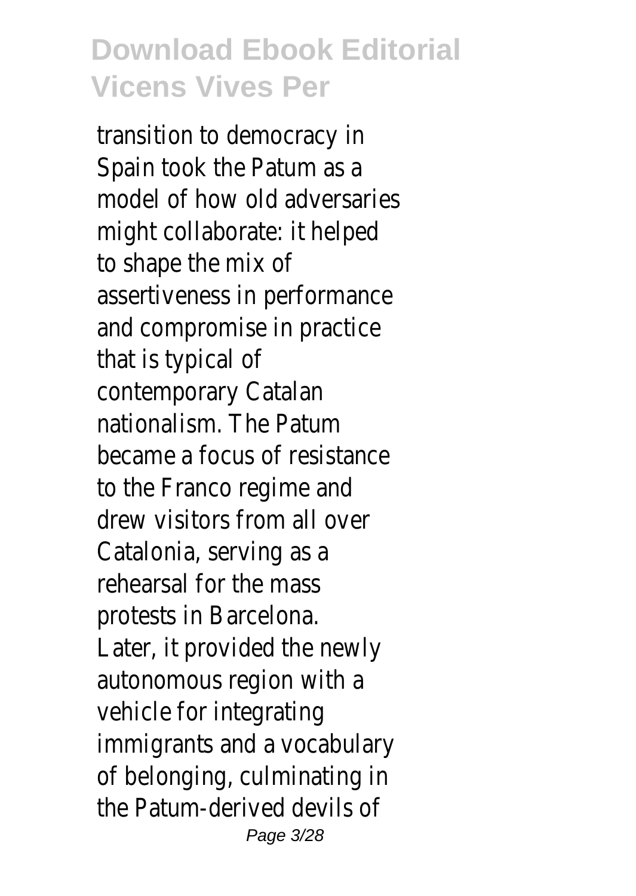transition to democracy in Spain took the Patum as a model of how old adversaries might collaborate: it helped to shape the mix of assertiveness in performance and compromise in practice that is typical of contemporary Catalan nationalism. The Patum became a focus of resistance to the Franco regime and drew visitors from all over Catalonia, serving as a rehearsal for the mass protests in Barcelona. Later, it provided the newly autonomous region with a vehicle for integrating immigrants and a vocabulary of belonging, culminating in the Patum-derived devils of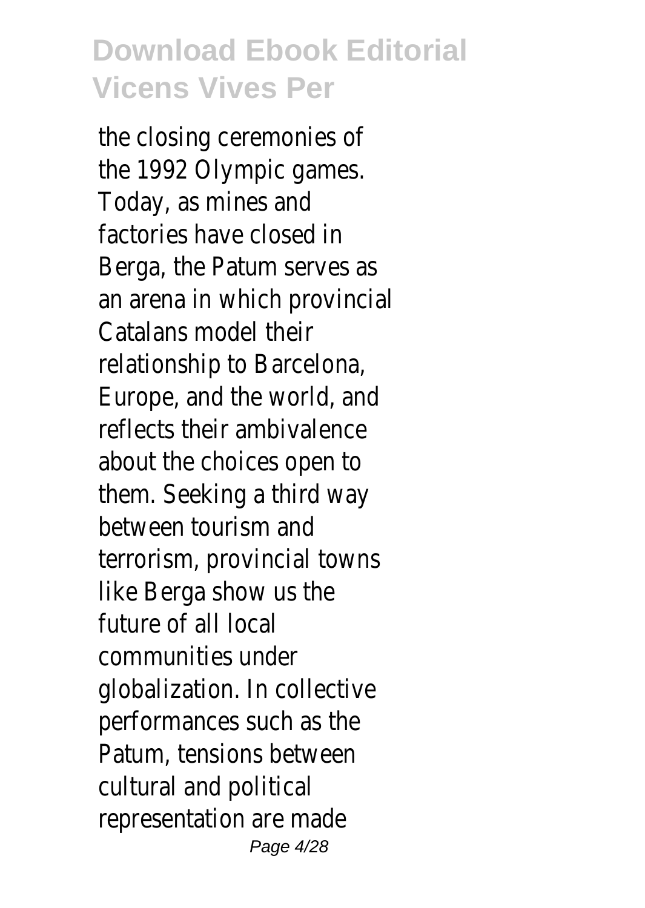the closing ceremonies of the 1992 Olympic games. Today, as mines and factories have closed in Berga, the Patum serves as an arena in which provincial Catalans model their relationship to Barcelona, Europe, and the world, and reflects their ambivalence about the choices open to them. Seeking a third way between tourism and terrorism, provincial towns like Berga show us the future of all local communities under globalization. In collective performances such as the Patum, tensions between cultural and political representation are made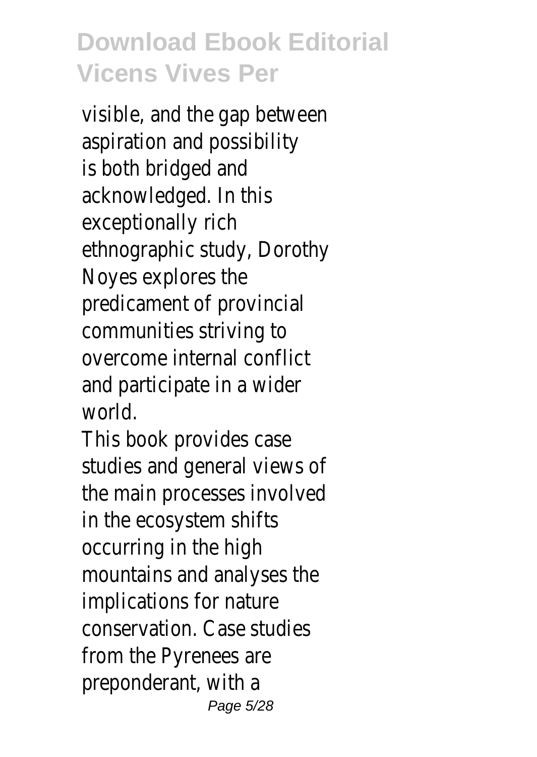visible, and the gap between aspiration and possibility is both bridged and acknowledged. In this exceptionally rich ethnographic study, Dorothy Noyes explores the predicament of provincial communities striving to overcome internal conflict and participate in a wider world.

This book provides case studies and general views of the main processes involved in the ecosystem shifts occurring in the high mountains and analyses the implications for nature conservation. Case studies from the Pyrenees are preponderant, with a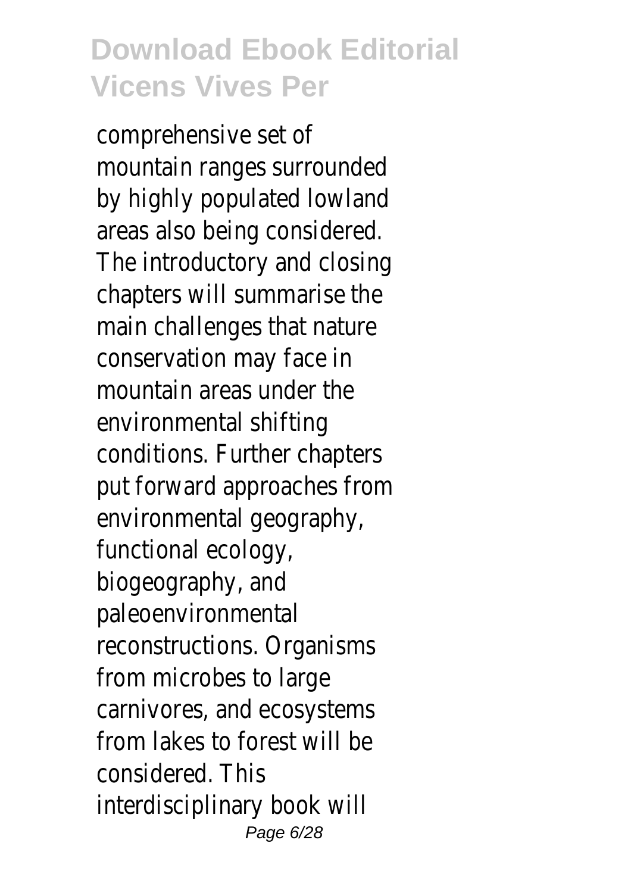comprehensive set of mountain ranges surrounded by highly populated lowland areas also being considered. The introductory and closing chapters will summarise the main challenges that nature conservation may face in mountain areas under the environmental shifting conditions. Further chapters put forward approaches from environmental geography, functional ecology, biogeography, and paleoenvironmental reconstructions. Organisms from microbes to large carnivores, and ecosystems from lakes to forest will be considered. This interdisciplinary book will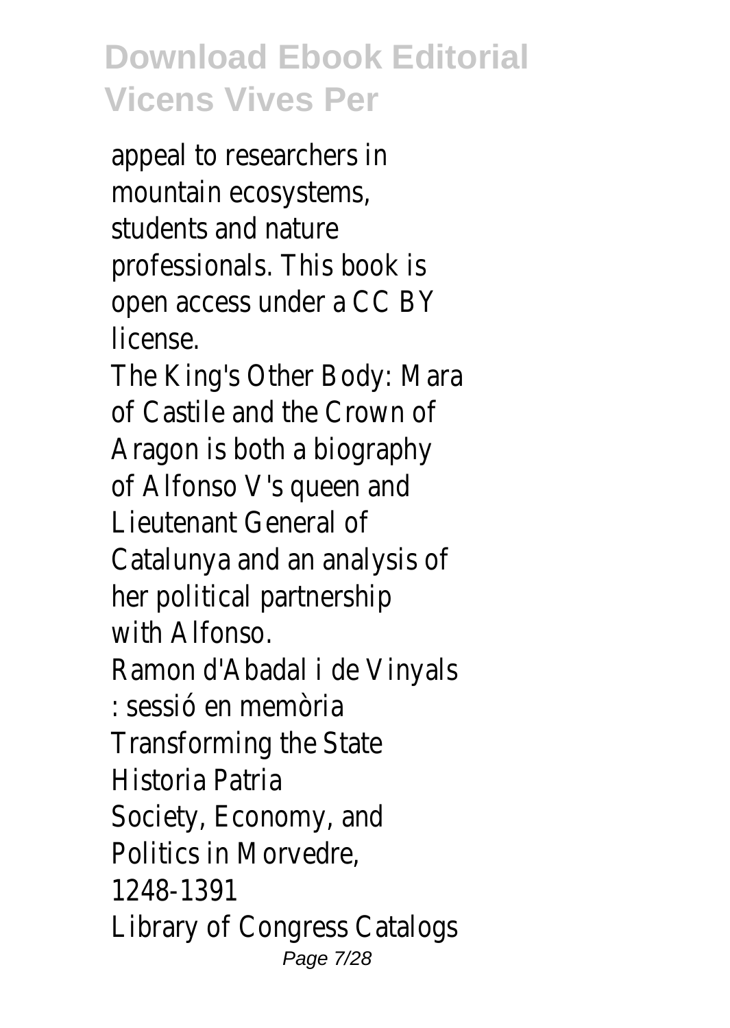appeal to researchers in mountain ecosystems, students and nature professionals. This book is open access under a CC BY license.

The King's Other Body: Mara of Castile and the Crown of Aragon is both a biography of Alfonso V's queen and Lieutenant General of Catalunya and an analysis of her political partnership with Alfonso.

Ramon d'Abadal i de Vinyals : sessió en memòria

Transforming the State

Historia Patria

Society, Economy, and Politics in Morvedre, 1248-1391

Library of Congress Catalogs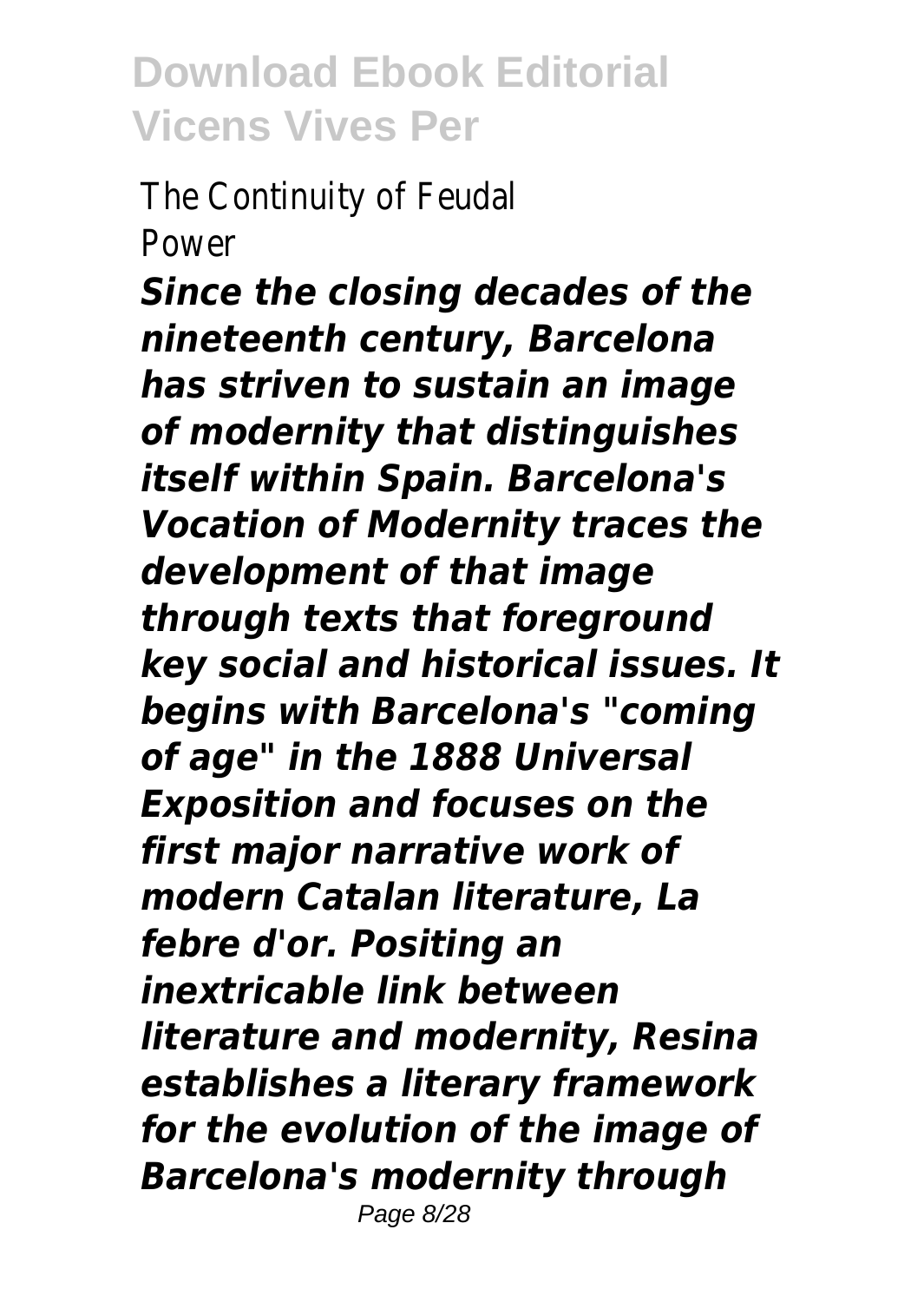The Continuity of Feudal Power

***Since the closing decades of the nineteenth century, Barcelona has striven to sustain an image of modernity that distinguishes itself within Spain. Barcelona's Vocation of Modernity traces the development of that image through texts that foreground key social and historical issues. It begins with Barcelona's "coming of age" in the 1888 Universal Exposition and focuses on the first major narrative work of modern Catalan literature, La febre d'or. Positing an inextricable link between literature and modernity, Resina establishes a literary framework for the evolution of the image of Barcelona's modernity through***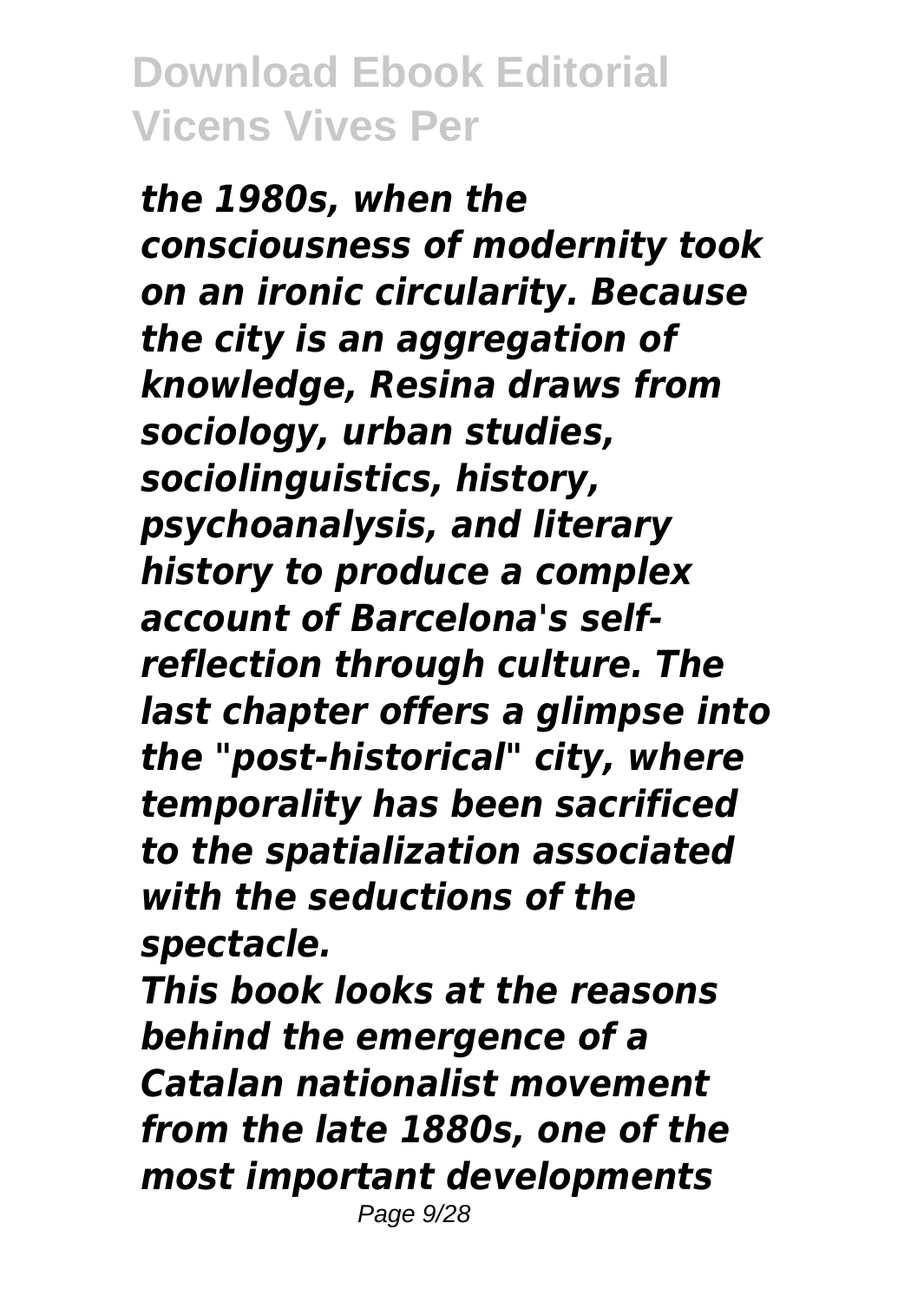*the 1980s, when the consciousness of modernity took on an ironic circularity. Because the city is an aggregation of knowledge, Resina draws from sociology, urban studies, sociolinguistics, history, psychoanalysis, and literary history to produce a complex account of Barcelona's self-reflection through culture. The last chapter offers a glimpse into the "post-historical" city, where temporality has been sacrificed to the spatialization associated with the seductions of the spectacle.*

*This book looks at the reasons behind the emergence of a Catalan nationalist movement from the late 1880s, one of the most important developments*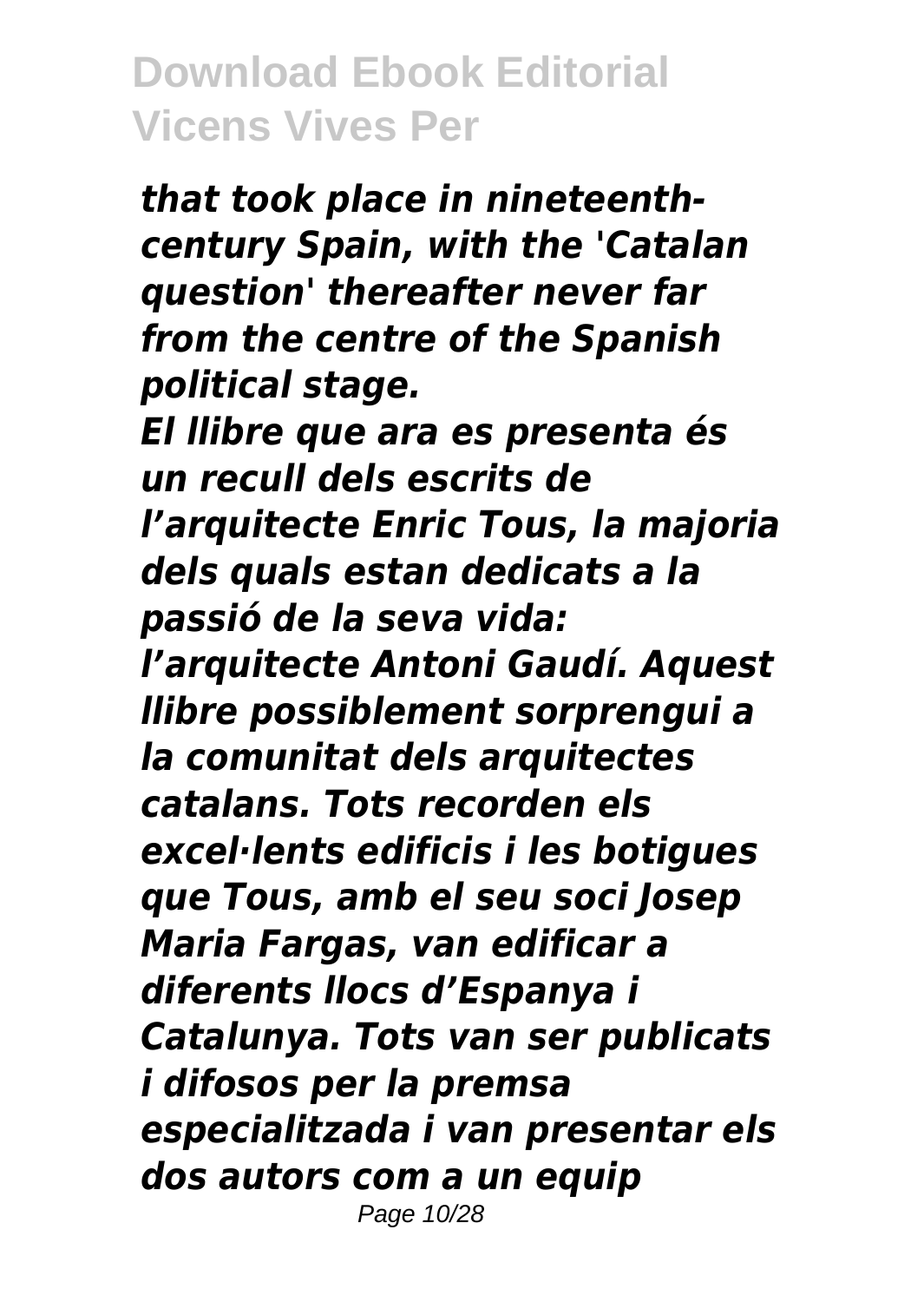*that took place in nineteenth-century Spain, with the 'Catalan question' thereafter never far from the centre of the Spanish political stage.*

*El llibre que ara es presenta és un recull dels escrits de l’arquitecte Enric Tous, la majoria dels quals estan dedicats a la passió de la seva vida: l’arquitecte Antoni Gaudí. Aquest llibre possiblement sorprengui a la comunitat dels arquitectes catalans. Tots recorden els excel·lents edificis i les botigues que Tous, amb el seu soci Josep Maria Fargas, van edificar a diferents llocs d’Espanya i Catalunya. Tots van ser publicats i difosos per la premsa especialitzada i van presentar els dos autors com a un equip*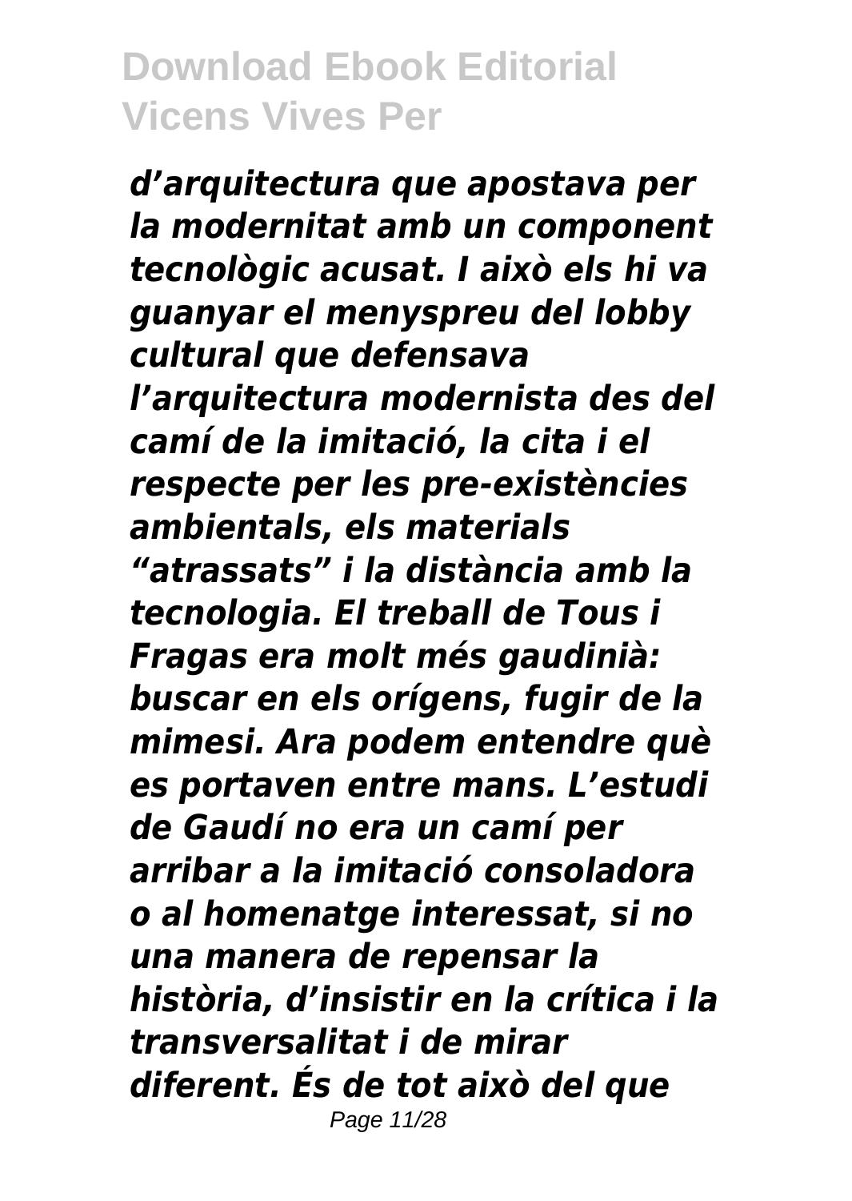*d’arquitectura que apostava per la modernitat amb un component tecnològic acusat. I això els hi va guanyar el menyspreu del lobby cultural que defensava l’arquitectura modernista des del camí de la imitació, la cita i el respecte per les pre-existències ambientals, els materials “atrassats” i la distància amb la tecnologia. El treball de Tous i Fragas era molt més gaudinià: buscar en els orígens, fugir de la mimesi. Ara podem entendre què es portaven entre mans. L’estudi de Gaudí no era un camí per arribar a la imitació consoladora o al homenatge interessat, si no una manera de repensar la història, d’insistir en la crítica i la transversalitat i de mirar diferent. És de tot això del que*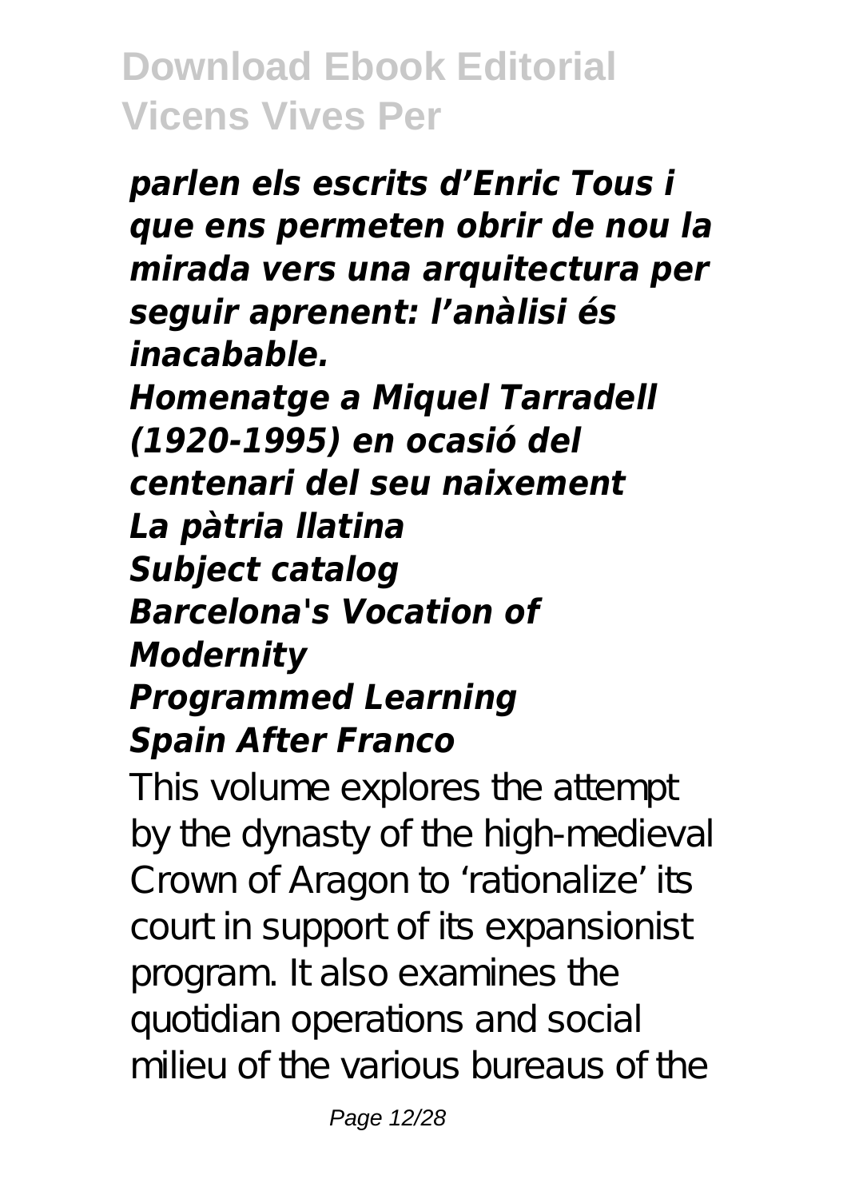***parlen els escrits d’Enric Tous i que ens permeten obrir de nou la mirada vers una arquitectura per seguir aprenent: l’anàlisi és inacabable.***

***Homenatge a Miquel Tarradell (1920-1995) en ocasió del centenari del seu naixement***

***La pàtria llatina***

***Subject catalog***

***Barcelona's Vocation of Modernity***

***Programmed Learning***

***Spain After Franco***

This volume explores the attempt by the dynasty of the high-medieval Crown of Aragon to ‘rationalize’ its court in support of its expansionist program. It also examines the quotidian operations and social milieu of the various bureaus of the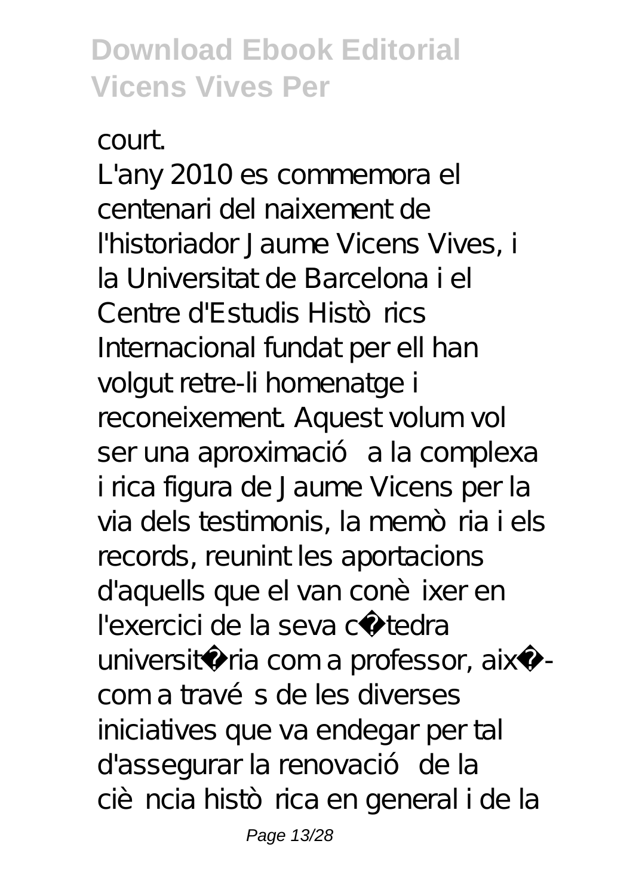court.

L'any 2010 es commemora el centenari del naixement de l'historiador Jaume Vicens Vives, i la Universitat de Barcelona i el Centre d'Estudis Històrics Internacional fundat per ell han volgut retre-li homenatge i reconeixement. Aquest volum vol ser una aproximació a la complexa i rica figura de Jaume Vicens per la via dels testimonis, la memòria i els records, reunint les aportacions d'aquells que el van conèixer en l'exercici de la seva càtedra universitària com a professor, així com a través de les diverses iniciatives que va endegar per tal d'assegurar la renovació de la ciència històrica en general i de la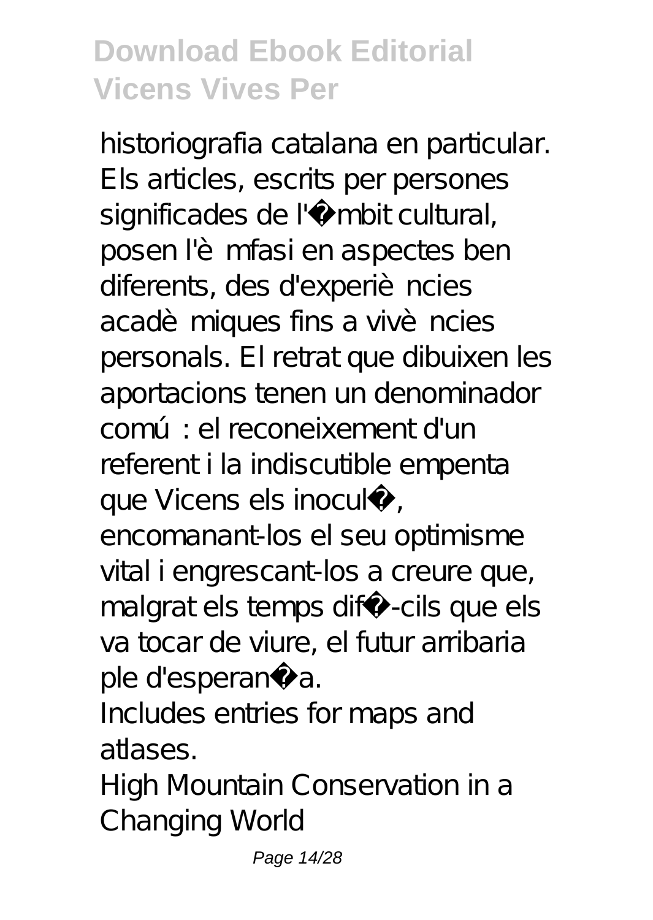historiografia catalana en particular. Els articles, escrits per persones significades de l'àmbit cultural, posen l'èmfasi en aspectes ben diferents, des d'experiències acadèmiques fins a vivències personals. El retrat que dibuixen les aportacions tenen un denominador comú: el reconeixement d'un referent i la indiscutible empenta que Vicens els inoculà, encomanant-los el seu optimisme vital i engrescant-los a creure que, malgrat els temps difícils que els va tocar de viure, el futur arribaria ple d'esperança.

Includes entries for maps and atlases.

High Mountain Conservation in a Changing World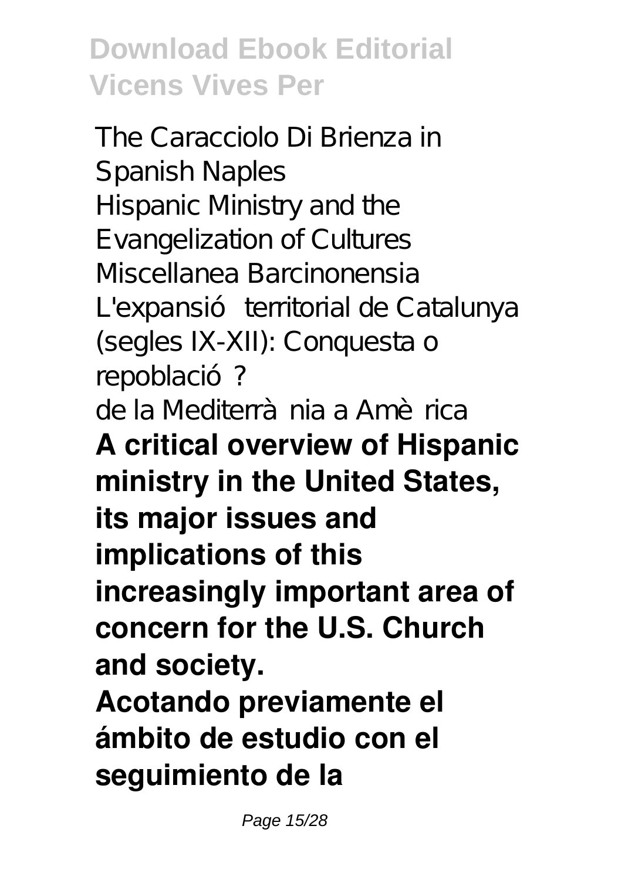The Caracciolo Di Brienza in Spanish Naples
Hispanic Ministry and the Evangelization of Cultures
Miscellanea Barcinonensia
L'expansió territorial de Catalunya (segles IX-XII): Conquesta o repoblació?
de la Mediterrània a Amèrica

**A critical overview of Hispanic ministry in the United States, its major issues and implications of this increasingly important area of concern for the U.S. Church and society.**

**Acotando previamente el ámbito de estudio con el seguimiento de la**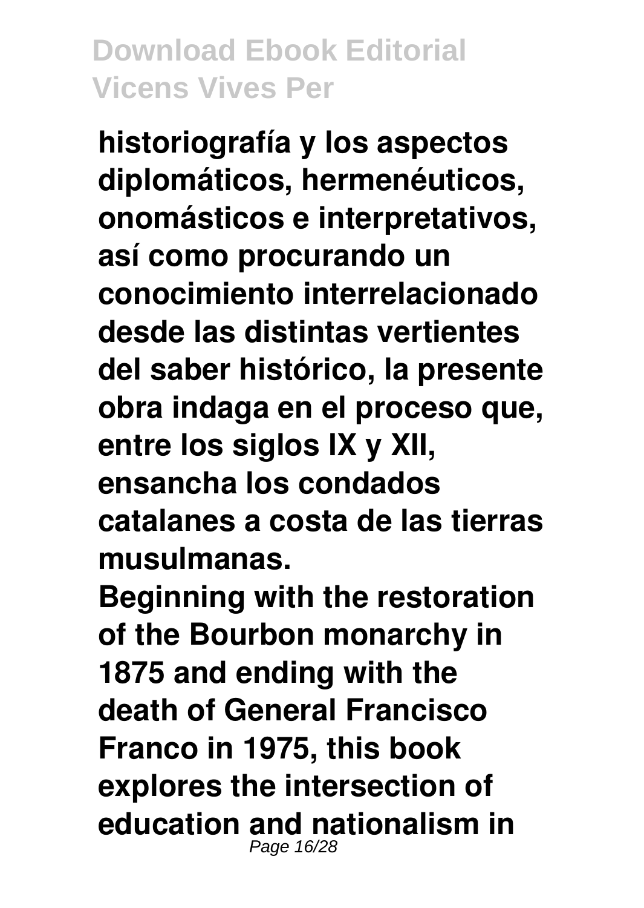**historiografía y los aspectos diplomáticos, hermenéuticos, onomásticos e interpretativos, así como procurando un conocimiento interrelacionado desde las distintas vertientes del saber histórico, la presente obra indaga en el proceso que, entre los siglos IX y XII, ensancha los condados catalanes a costa de las tierras musulmanas.**

**Beginning with the restoration of the Bourbon monarchy in 1875 and ending with the death of General Francisco Franco in 1975, this book explores the intersection of education and nationalism in**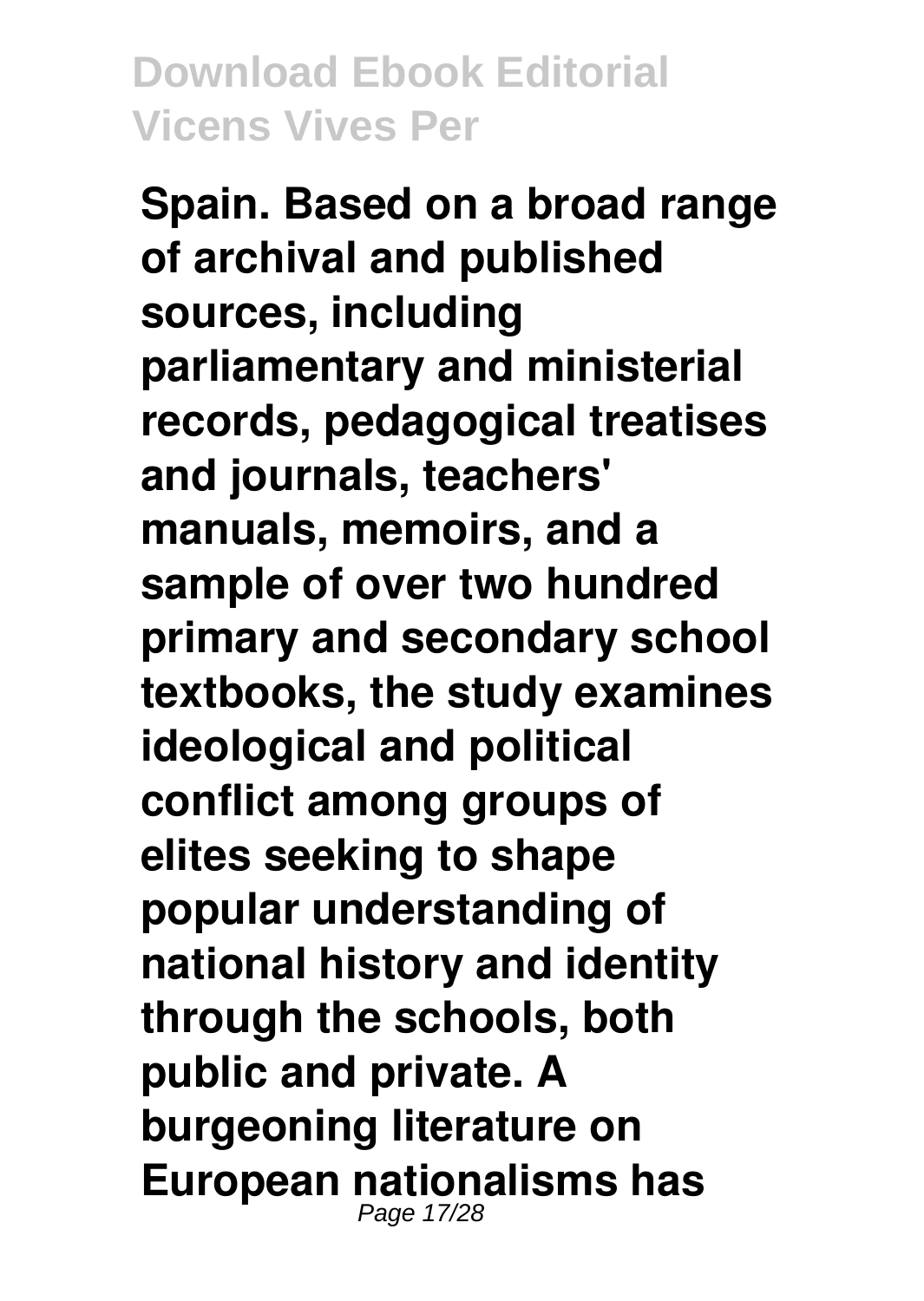**Spain. Based on a broad range of archival and published sources, including parliamentary and ministerial records, pedagogical treatises and journals, teachers' manuals, memoirs, and a sample of over two hundred primary and secondary school textbooks, the study examines ideological and political conflict among groups of elites seeking to shape popular understanding of national history and identity through the schools, both public and private. A burgeoning literature on European nationalisms has**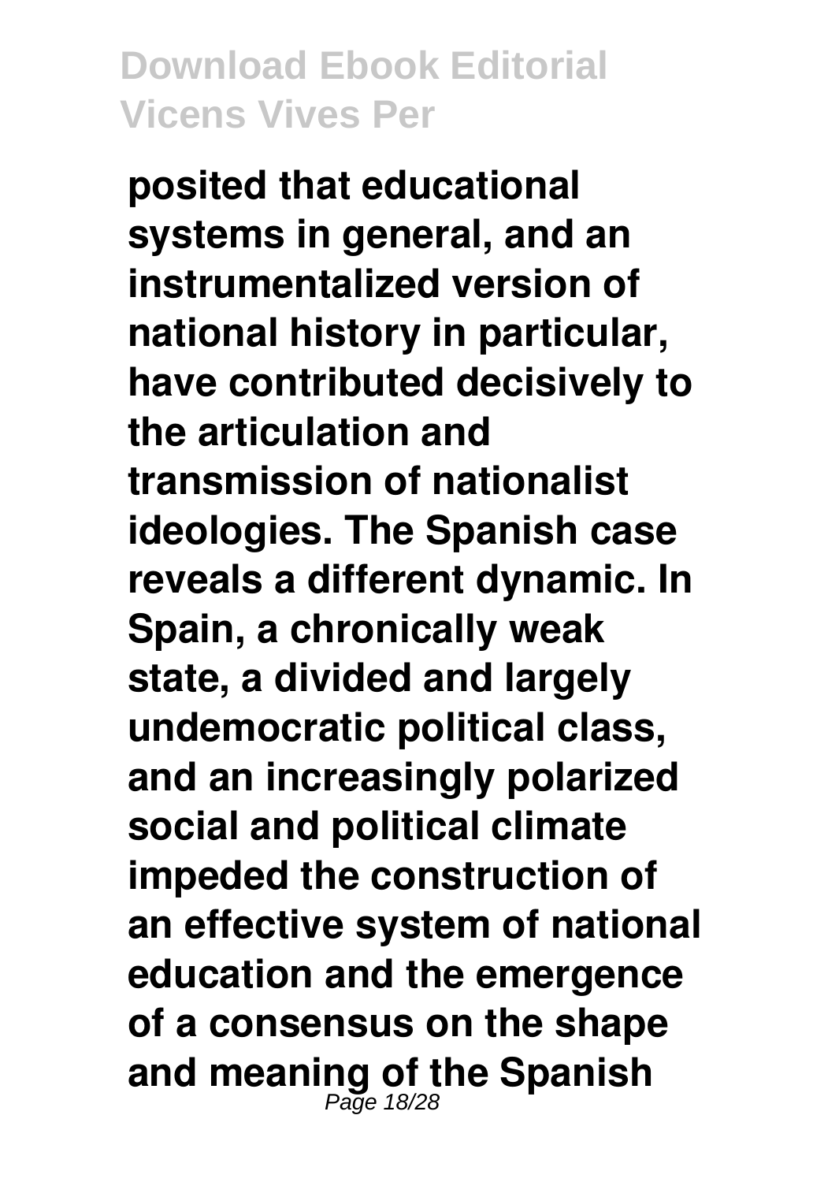**posited that educational systems in general, and an instrumentalized version of national history in particular, have contributed decisively to the articulation and transmission of nationalist ideologies. The Spanish case reveals a different dynamic. In Spain, a chronically weak state, a divided and largely undemocratic political class, and an increasingly polarized social and political climate impeded the construction of an effective system of national education and the emergence of a consensus on the shape and meaning of the Spanish**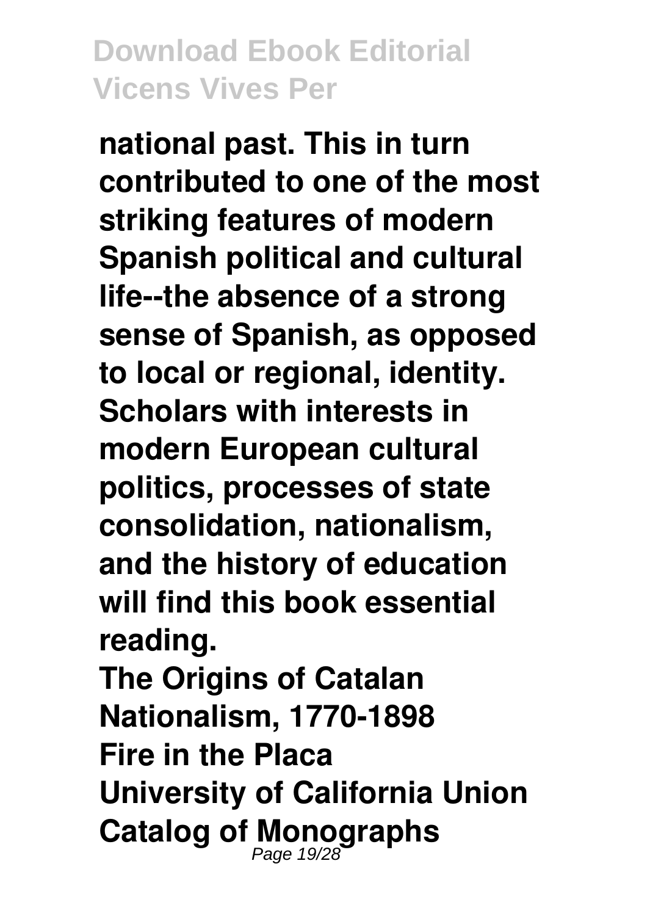national past. This in turn contributed to one of the most striking features of modern Spanish political and cultural life--the absence of a strong sense of Spanish, as opposed to local or regional, identity. Scholars with interests in modern European cultural politics, processes of state consolidation, nationalism, and the history of education will find this book essential reading.

**The Origins of Catalan Nationalism, 1770-1898**

**Fire in the Placa**

**University of California Union Catalog of Monographs**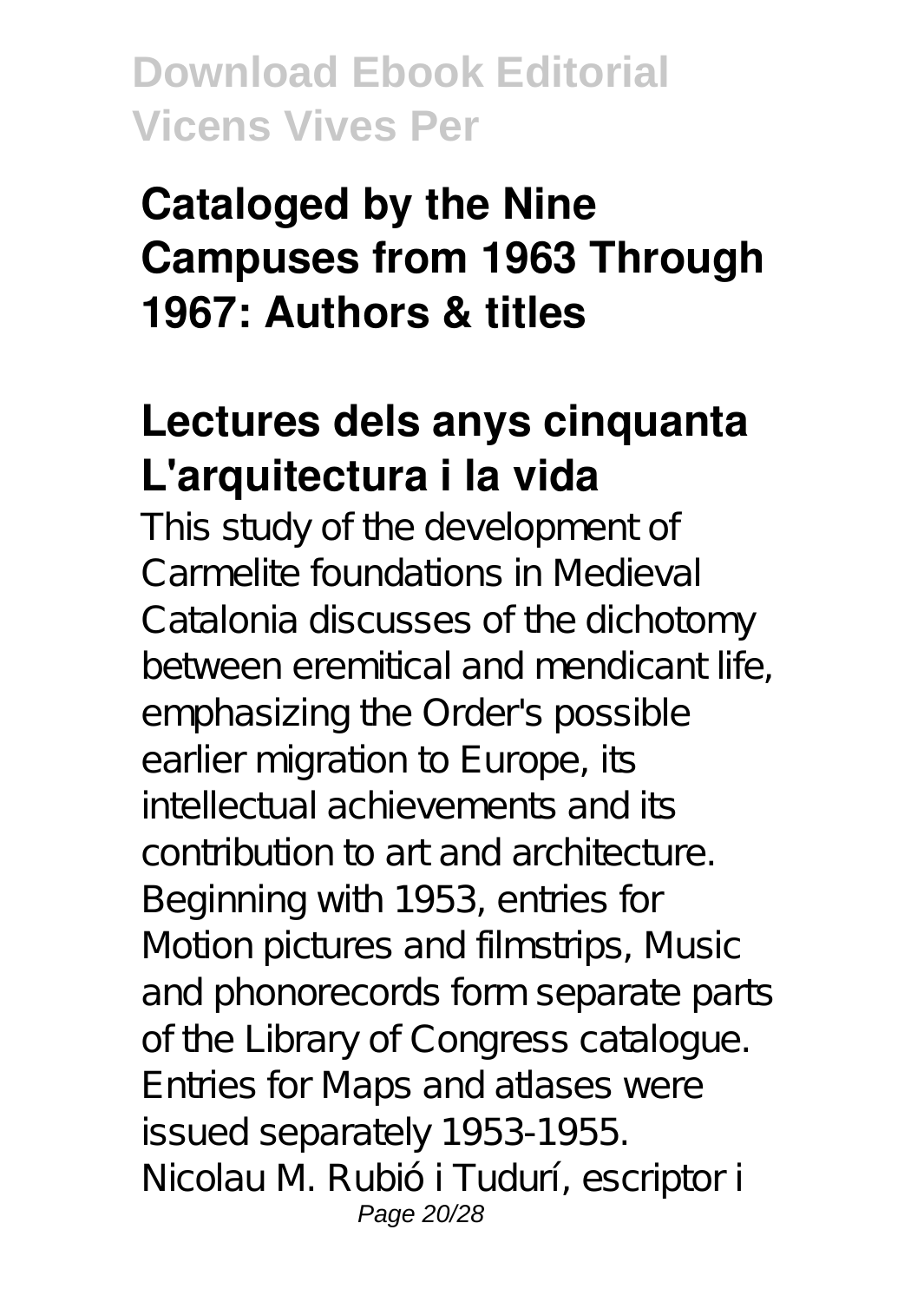**Cataloged by the Nine Campuses from 1963 Through 1967: Authors & titles**

## Lectures dels anys cinquanta L'arquitectura i la vida

This study of the development of Carmelite foundations in Medieval Catalonia discusses of the dichotomy between eremitical and mendicant life, emphasizing the Order's possible earlier migration to Europe, its intellectual achievements and its contribution to art and architecture.

Beginning with 1953, entries for Motion pictures and filmstrips, Music and phonorecords form separate parts of the Library of Congress catalogue. Entries for Maps and atlases were issued separately 1953-1955.

Nicolau M. Rubió i Tudurí, escriptor i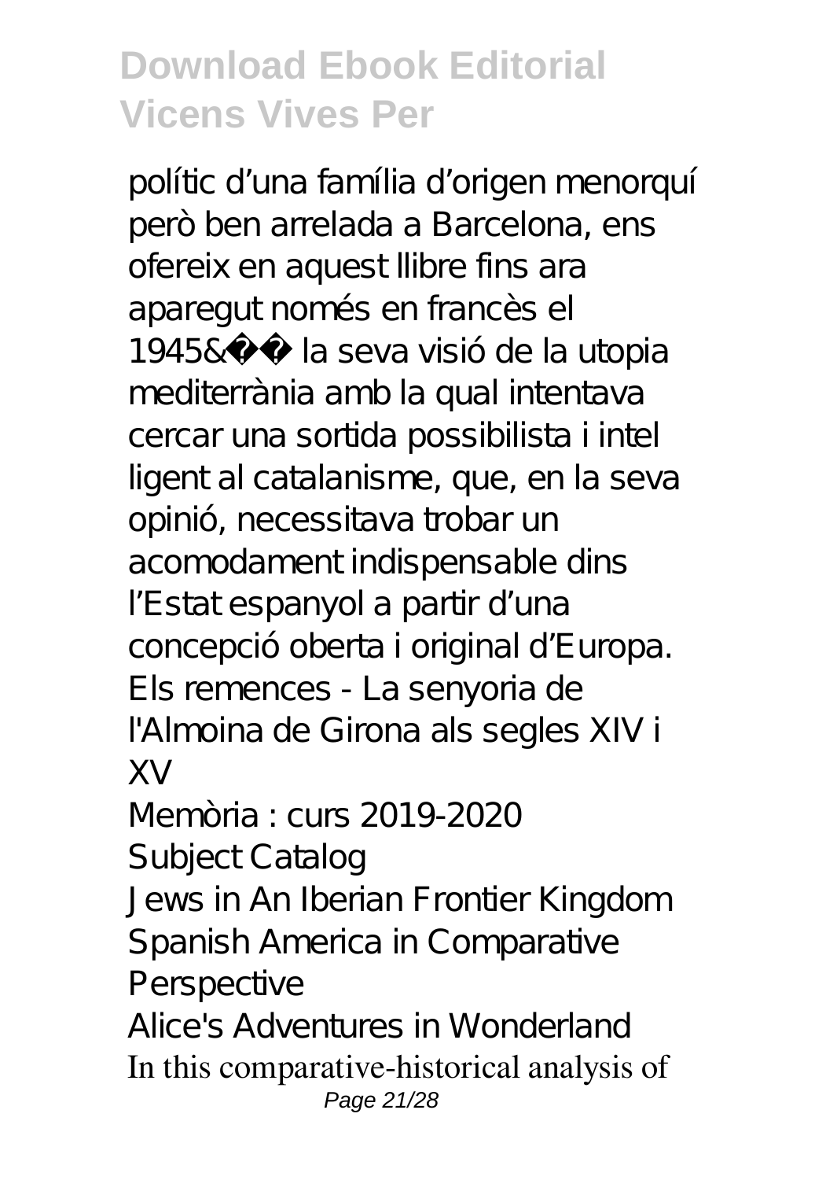polític d'una família d'origen menorquí però ben arrelada a Barcelona, ens ofereix en aquest llibre fins ara aparegut només en francès el 1945&�� la seva visió de la utopia mediterrània amb la qual intentava cercar una sortida possibilista i intel ligent al catalanisme, que, en la seva opinió, necessitava trobar un acomodament indispensable dins l'Estat espanyol a partir d'una concepció oberta i original d'Europa.

Els remences - La senyoria de l'Almoina de Girona als segles XIV i XV

Memòria : curs 2019-2020

Subject Catalog

Jews in An Iberian Frontier Kingdom

Spanish America in Comparative Perspective

Alice's Adventures in Wonderland

In this comparative-historical analysis of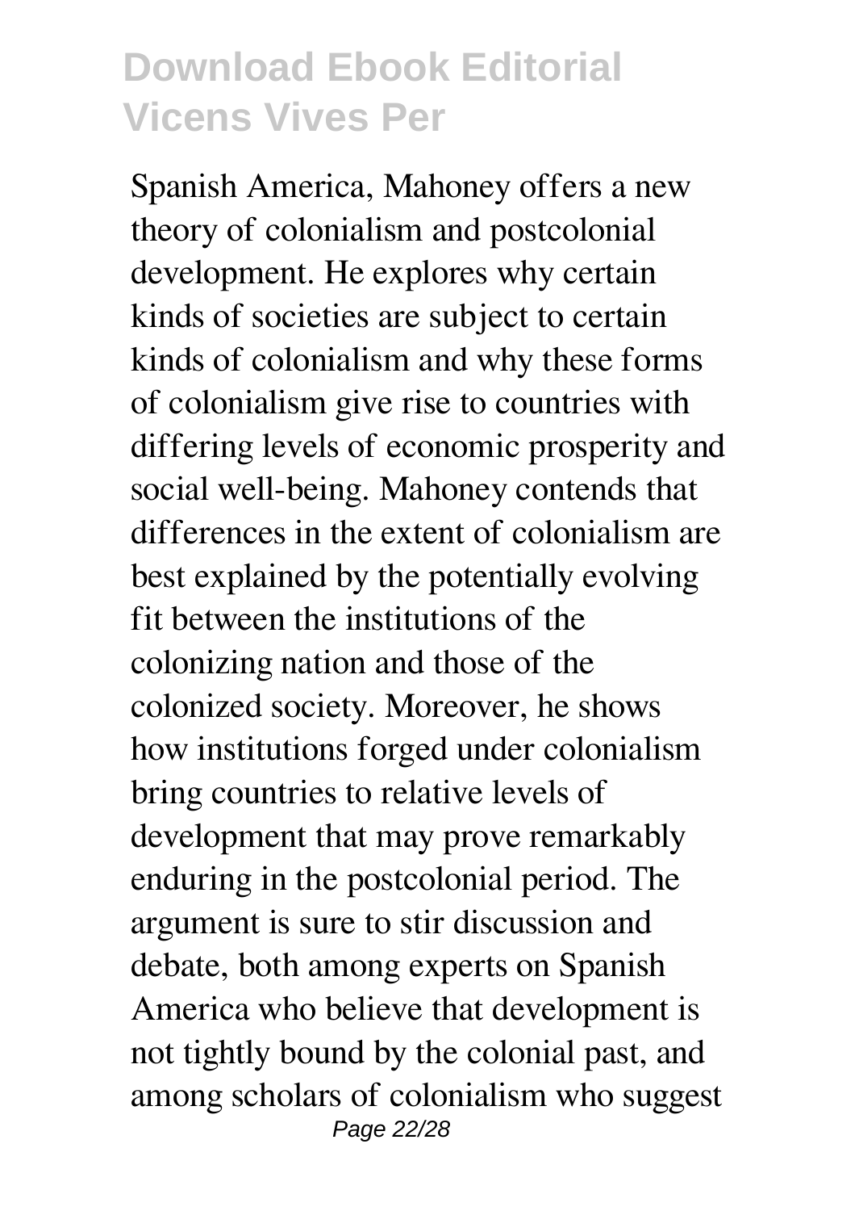Spanish America, Mahoney offers a new theory of colonialism and postcolonial development. He explores why certain kinds of societies are subject to certain kinds of colonialism and why these forms of colonialism give rise to countries with differing levels of economic prosperity and social well-being. Mahoney contends that differences in the extent of colonialism are best explained by the potentially evolving fit between the institutions of the colonizing nation and those of the colonized society. Moreover, he shows how institutions forged under colonialism bring countries to relative levels of development that may prove remarkably enduring in the postcolonial period. The argument is sure to stir discussion and debate, both among experts on Spanish America who believe that development is not tightly bound by the colonial past, and among scholars of colonialism who suggest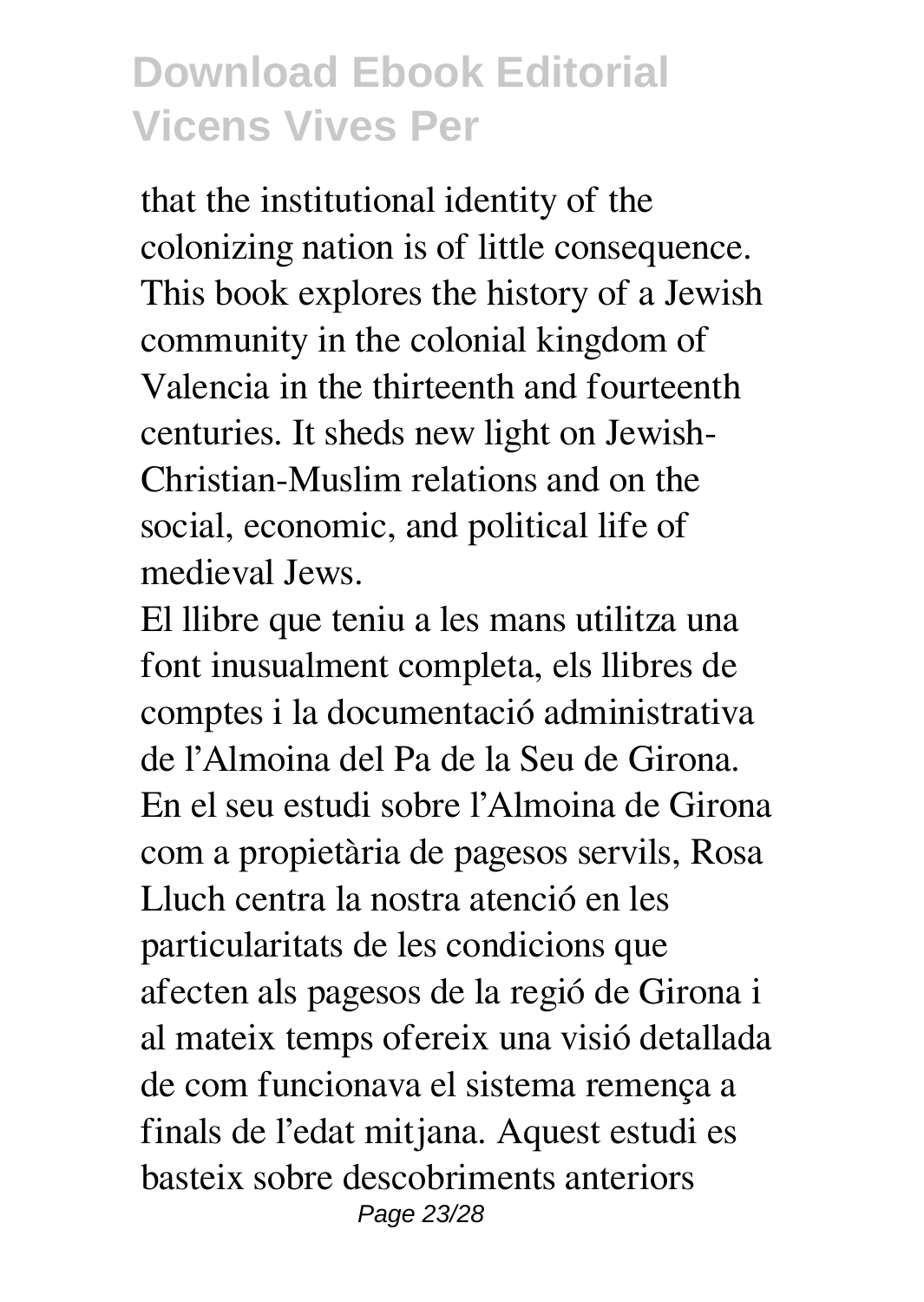that the institutional identity of the colonizing nation is of little consequence. This book explores the history of a Jewish community in the colonial kingdom of Valencia in the thirteenth and fourteenth centuries. It sheds new light on Jewish-Christian-Muslim relations and on the social, economic, and political life of medieval Jews.

El llibre que teniu a les mans utilitza una font inusualment completa, els llibres de comptes i la documentació administrativa de l'Almoina del Pa de la Seu de Girona. En el seu estudi sobre l'Almoina de Girona com a propietària de pagesos servils, Rosa Lluch centra la nostra atenció en les particularitats de les condicions que afecten als pagesos de la regió de Girona i al mateix temps ofereix una visió detallada de com funcionava el sistema remença a finals de l'edat mitjana. Aquest estudi es basteix sobre descobriments anteriors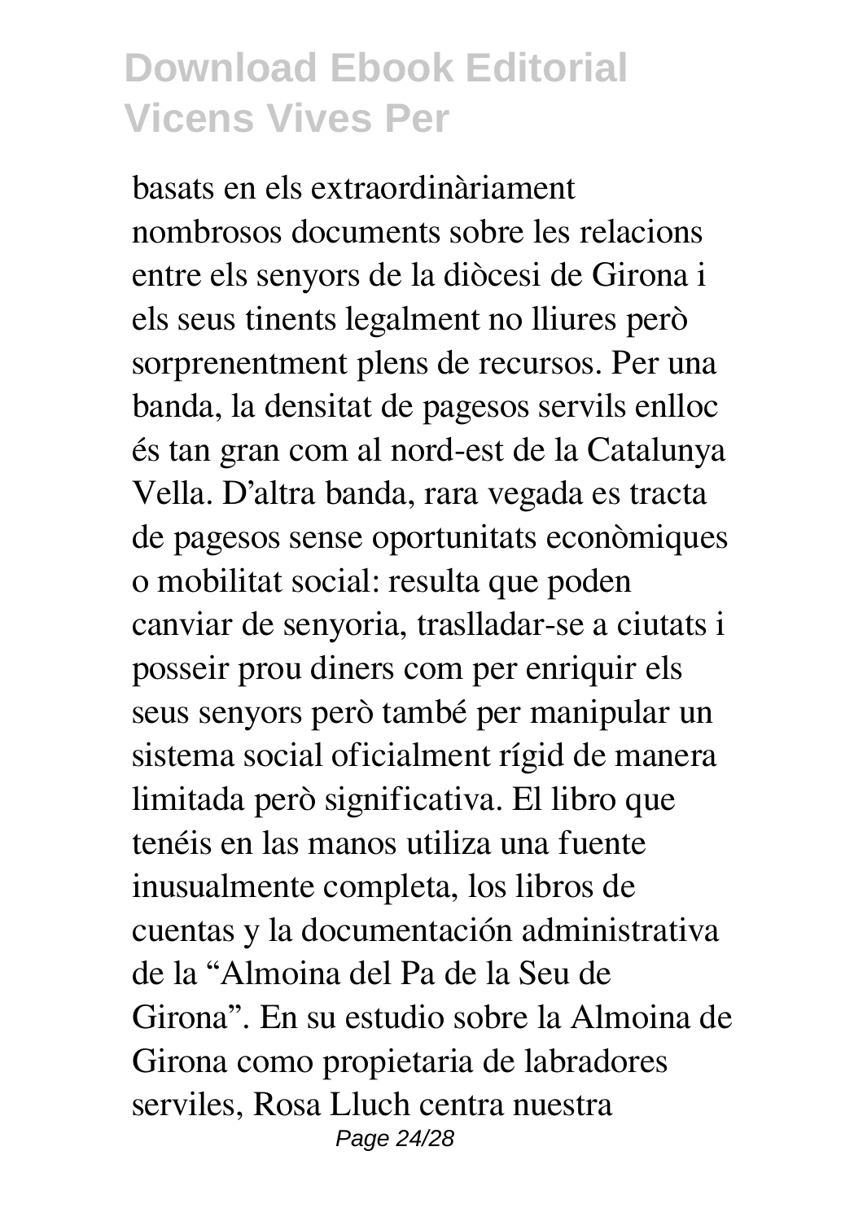basats en els extraordinàriament nombrosos documents sobre les relacions entre els senyors de la diòcesi de Girona i els seus tinents legalment no lliures però sorprenentment plens de recursos. Per una banda, la densitat de pagesos servils enlloc és tan gran com al nord-est de la Catalunya Vella. D'altra banda, rara vegada es tracta de pagesos sense oportunitats econòmiques o mobilitat social: resulta que poden canviar de senyoria, traslladar-se a ciutats i posseir prou diners com per enriquir els seus senyors però també per manipular un sistema social oficialment rígid de manera limitada però significativa. El libro que tenéis en las manos utiliza una fuente inusualmente completa, los libros de cuentas y la documentación administrativa de la "Almoina del Pa de la Seu de Girona". En su estudio sobre la Almoina de Girona como propietaria de labradores serviles, Rosa Lluch centra nuestra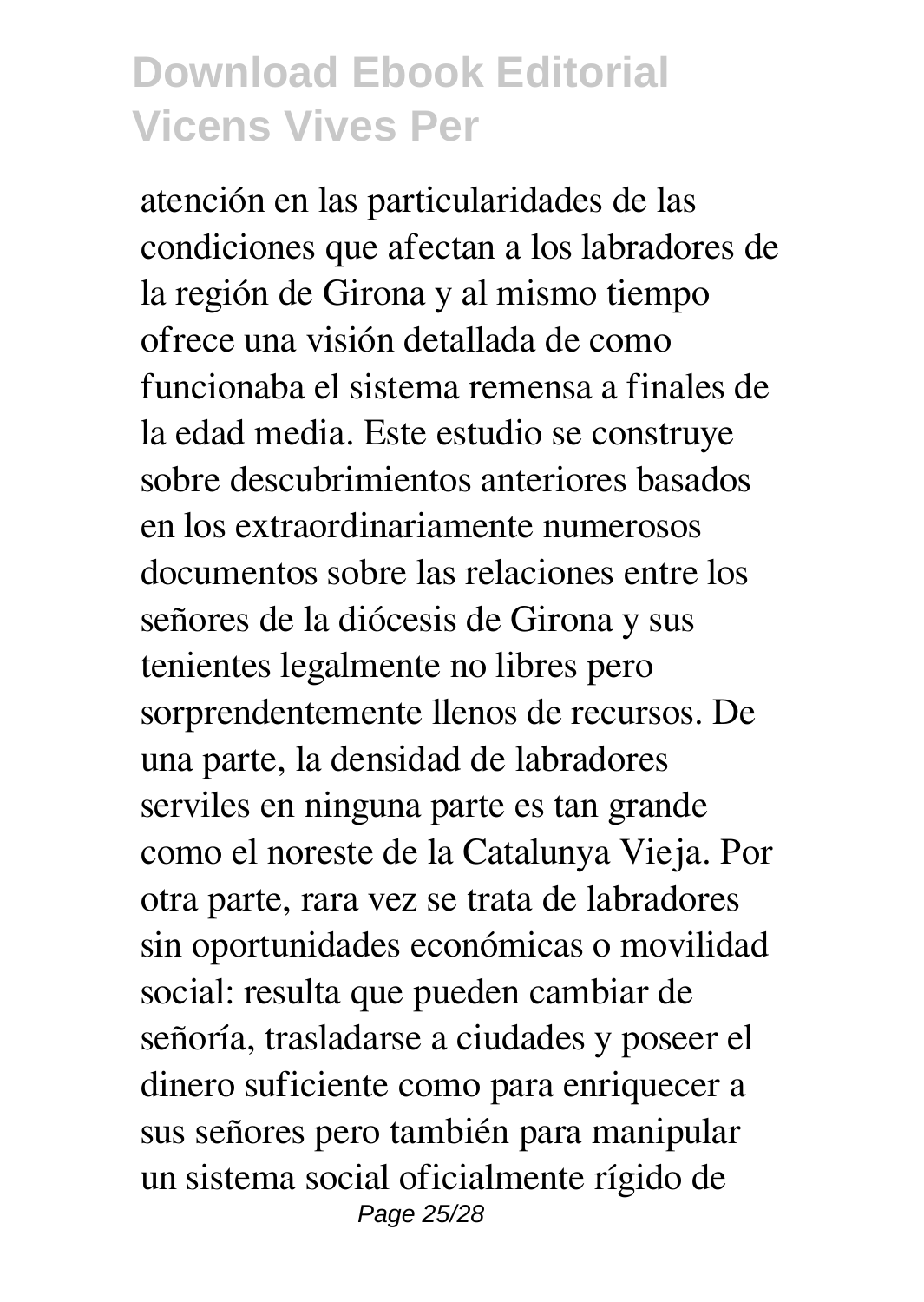atención en las particularidades de las condiciones que afectan a los labradores de la región de Girona y al mismo tiempo ofrece una visión detallada de como funcionaba el sistema remensa a finales de la edad media. Este estudio se construye sobre descubrimientos anteriores basados en los extraordinariamente numerosos documentos sobre las relaciones entre los señores de la diócesis de Girona y sus tenientes legalmente no libres pero sorprendentemente llenos de recursos. De una parte, la densidad de labradores serviles en ninguna parte es tan grande como el noreste de la Catalunya Vieja. Por otra parte, rara vez se trata de labradores sin oportunidades económicas o movilidad social: resulta que pueden cambiar de señoría, trasladarse a ciudades y poseer el dinero suficiente como para enriquecer a sus señores pero también para manipular un sistema social oficialmente rígido de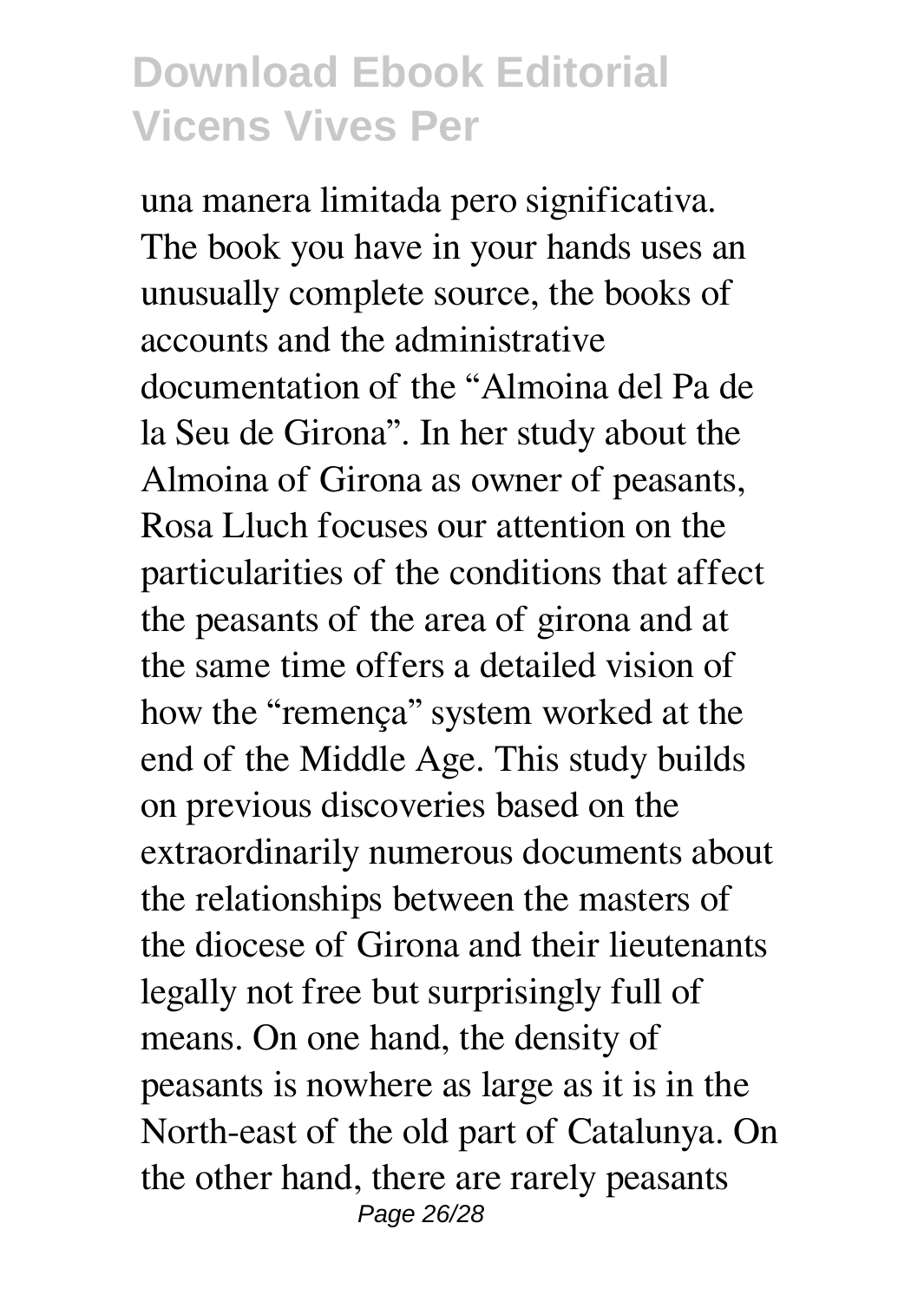una manera limitada pero significativa. The book you have in your hands uses an unusually complete source, the books of accounts and the administrative documentation of the “Almoina del Pa de la Seu de Girona”. In her study about the Almoina of Girona as owner of peasants, Rosa Lluch focuses our attention on the particularities of the conditions that affect the peasants of the area of girona and at the same time offers a detailed vision of how the “remença” system worked at the end of the Middle Age. This study builds on previous discoveries based on the extraordinarily numerous documents about the relationships between the masters of the diocese of Girona and their lieutenants legally not free but surprisingly full of means. On one hand, the density of peasants is nowhere as large as it is in the North-east of the old part of Catalunya. On the other hand, there are rarely peasants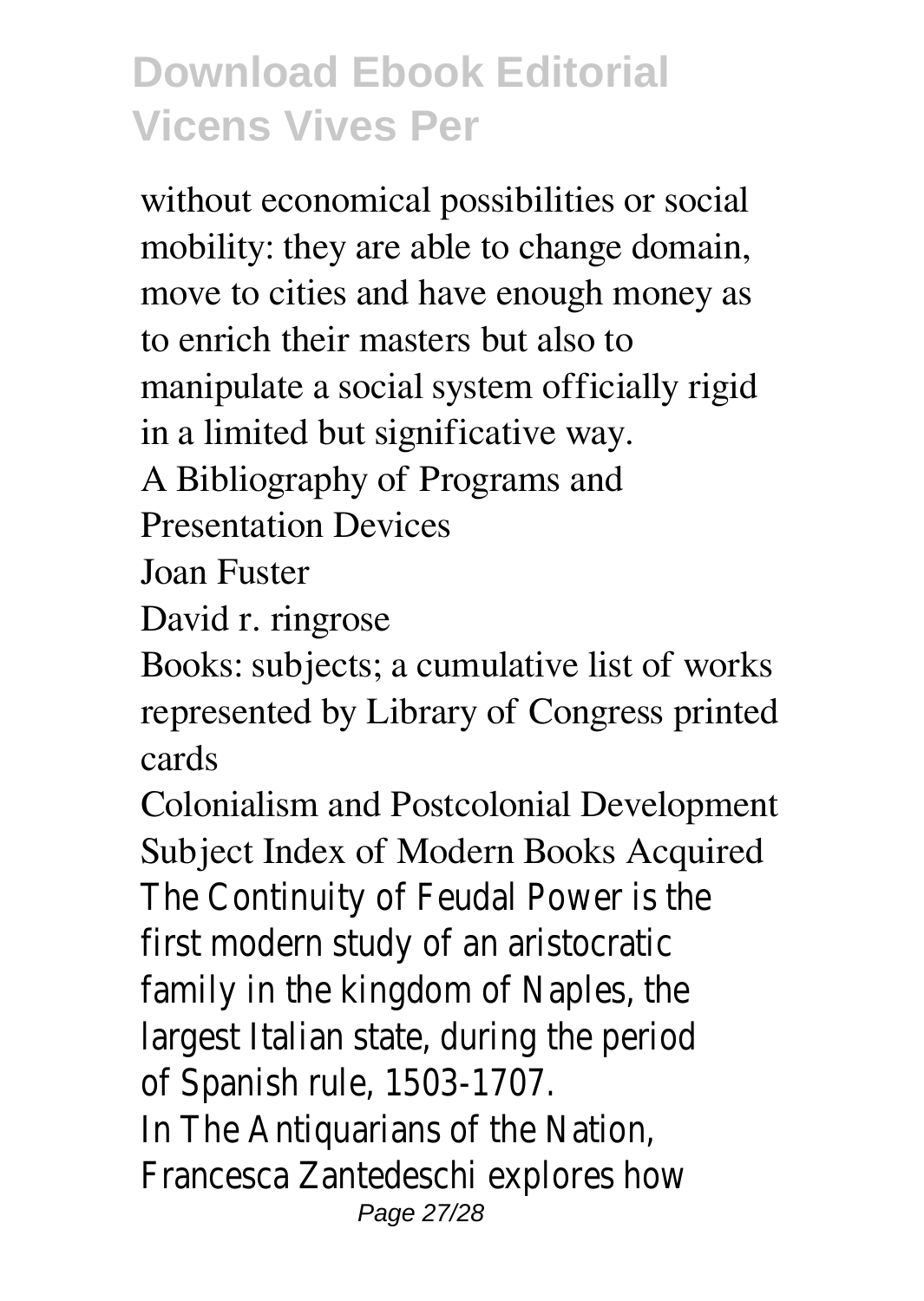## Download Ebook Editorial Vicens Vives Per

without economical possibilities or social mobility: they are able to change domain, move to cities and have enough money as to enrich their masters but also to manipulate a social system officially rigid in a limited but significative way.

A Bibliography of Programs and Presentation Devices

Joan Fuster

David r. ringrose

Books: subjects; a cumulative list of works represented by Library of Congress printed cards

Colonialism and Postcolonial Development

Subject Index of Modern Books Acquired

The Continuity of Feudal Power is the first modern study of an aristocratic family in the kingdom of Naples, the largest Italian state, during the period of Spanish rule, 1503-1707.

In The Antiquarians of the Nation, Francesca Zantedeschi explores how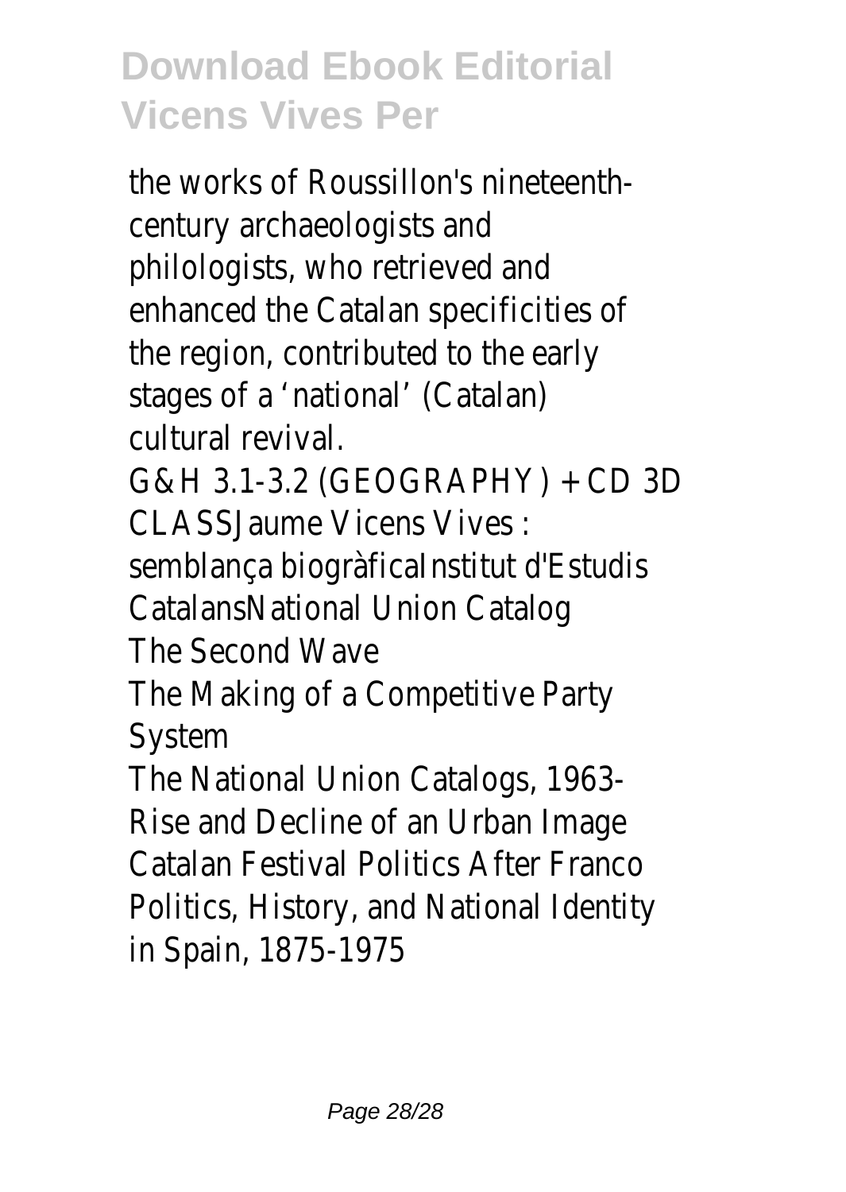the works of Roussillon's nineteenth-century archaeologists and philologists, who retrieved and enhanced the Catalan specificities of the region, contributed to the early stages of a 'national' (Catalan) cultural revival.

G&H 3.1-3.2 (GEOGRAPHY) + CD 3D CLASSJaume Vicens Vives : semblança biogràficaInstitut d'Estudis CatalansNational Union Catalog

The Second Wave

The Making of a Competitive Party System

The National Union Catalogs, 1963-

Rise and Decline of an Urban Image

Catalan Festival Politics After Franco

Politics, History, and National Identity in Spain, 1875-1975